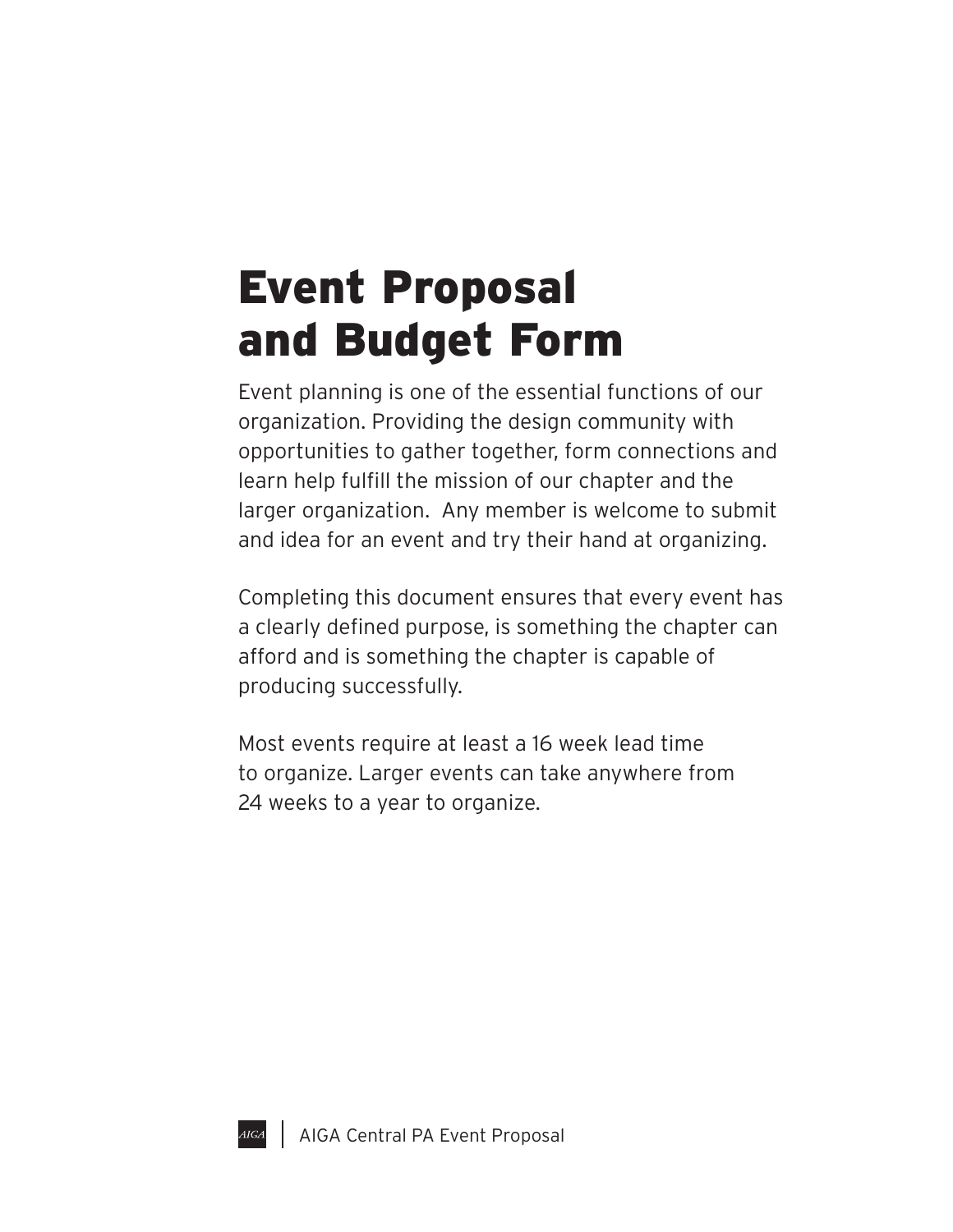# Event Proposal and Budget Form

Event planning is one of the essential functions of our organization. Providing the design community with opportunities to gather together, form connections and learn help fulfill the mission of our chapter and the larger organization.  Any member is welcome to submit and idea for an event and try their hand at organizing.

Completing this document ensures that every event has a clearly defined purpose, is something the chapter can afford and is something the chapter is capable of producing successfully.

Most events require at least a 16 week lead time to organize. Larger events can take anywhere from 24 weeks to a year to organize.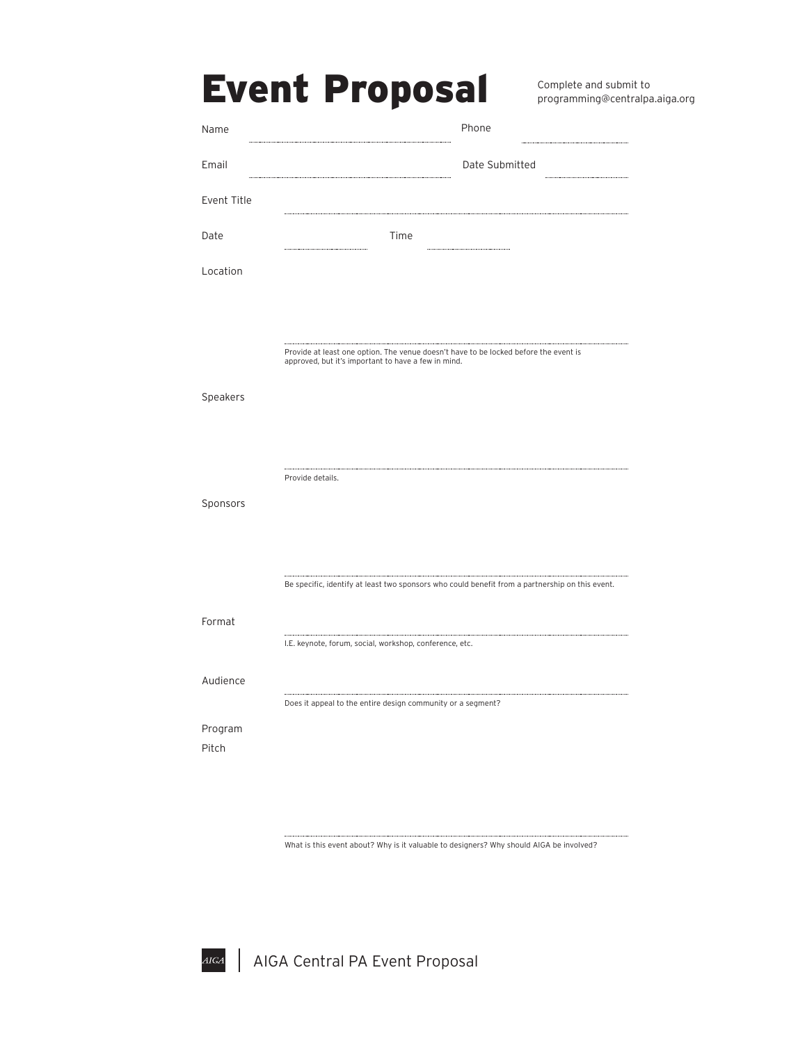# Event Proposal

Complete and submit to programming@centralpa.aiga.org

Name ______________________ Phone ______________

Email ______________________ Date Submitted ______________

Event Title ______________________

Date ______________ Time ______________

Location ______________________

Provide at least one option. The venue doesn't have to be locked before the event is approved, but it's important to have a few in mind.

Speakers ______________________

Provide details.

Sponsors ______________________

Be specific, identify at least two sponsors who could benefit from a partnership on this event.

Format ______________________

I.E. keynote, forum, social, workshop, conference, etc.

Audience ______________________

Does it appeal to the entire design community or a segment?

Program Pitch ______________________

What is this event about? Why is it valuable to designers? Why should AIGA be involved?

AIGA Central PA Event Proposal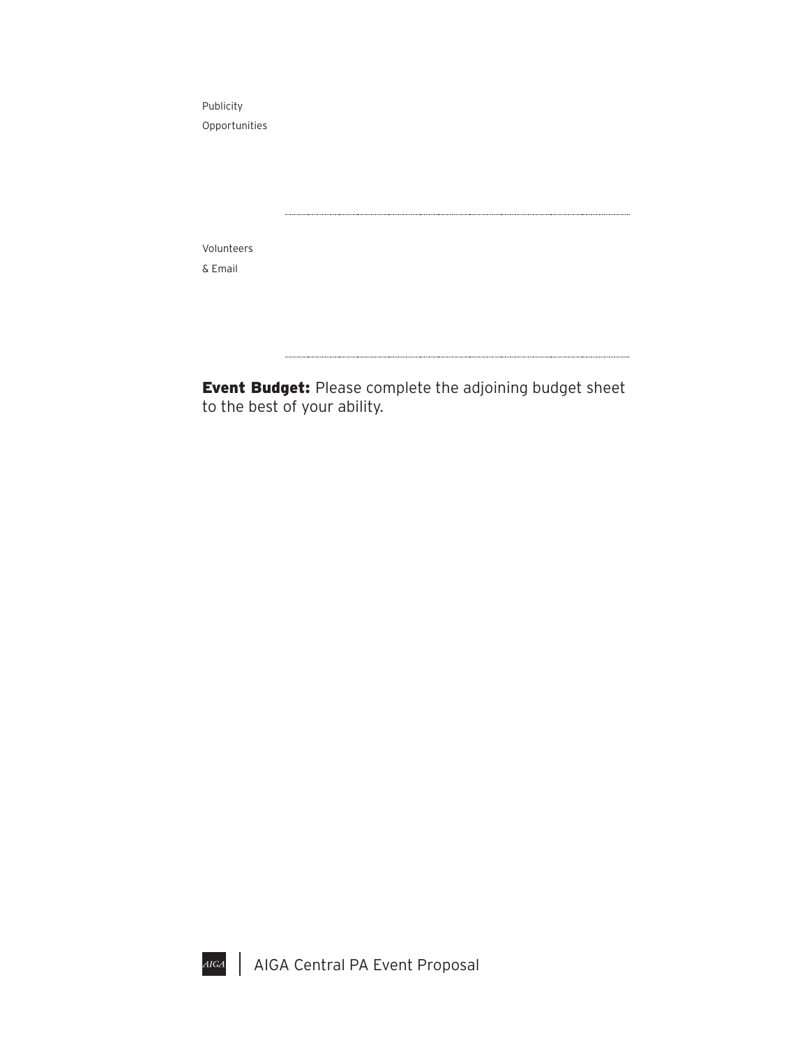Publicity Opportunities

---

Volunteers & Email

---

**Event Budget:** Please complete the adjoining budget sheet to the best of your ability.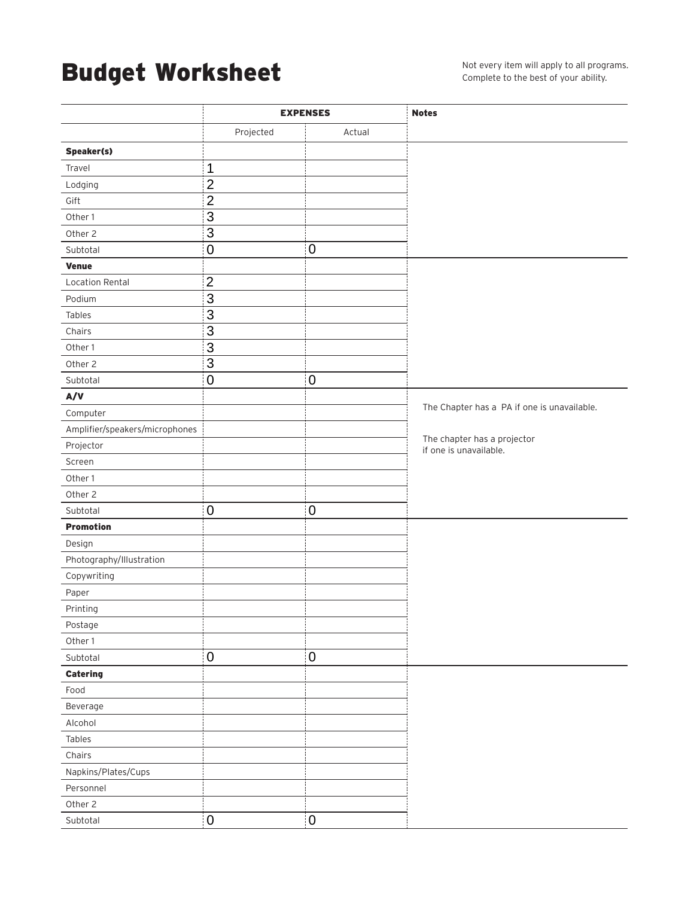# Budget Worksheet

Not every item will apply to all programs.
Complete to the best of your ability.

| | EXPENSES | | Notes |
|---|---|---|---|
| | Projected | Actual | |
| **Speaker(s)** | | | |
| Travel | 1 | | |
| Lodging | 2 | | |
| Gift | 2 | | |
| Other 1 | 3 | | |
| Other 2 | 3 | | |
| Subtotal | 0 | 0 | |
| **Venue** | | | |
| Location Rental | 2 | | |
| Podium | 3 | | |
| Tables | 3 | | |
| Chairs | 3 | | |
| Other 1 | 3 | | |
| Other 2 | 3 | | |
| Subtotal | 0 | 0 | |
| **A/V** | | | |
| Computer | | | The Chapter has a PA if one is unavailable. |
| Amplifier/speakers/microphones | | | |
| Projector | | | The chapter has a projector if one is unavailable. |
| Screen | | | |
| Other 1 | | | |
| Other 2 | | | |
| Subtotal | 0 | 0 | |
| **Promotion** | | | |
| Design | | | |
| Photography/Illustration | | | |
| Copywriting | | | |
| Paper | | | |
| Printing | | | |
| Postage | | | |
| Other 1 | | | |
| Subtotal | 0 | 0 | |
| **Catering** | | | |
| Food | | | |
| Beverage | | | |
| Alcohol | | | |
| Tables | | | |
| Chairs | | | |
| Napkins/Plates/Cups | | | |
| Personnel | | | |
| Other 2 | | | |
| Subtotal | 0 | 0 | |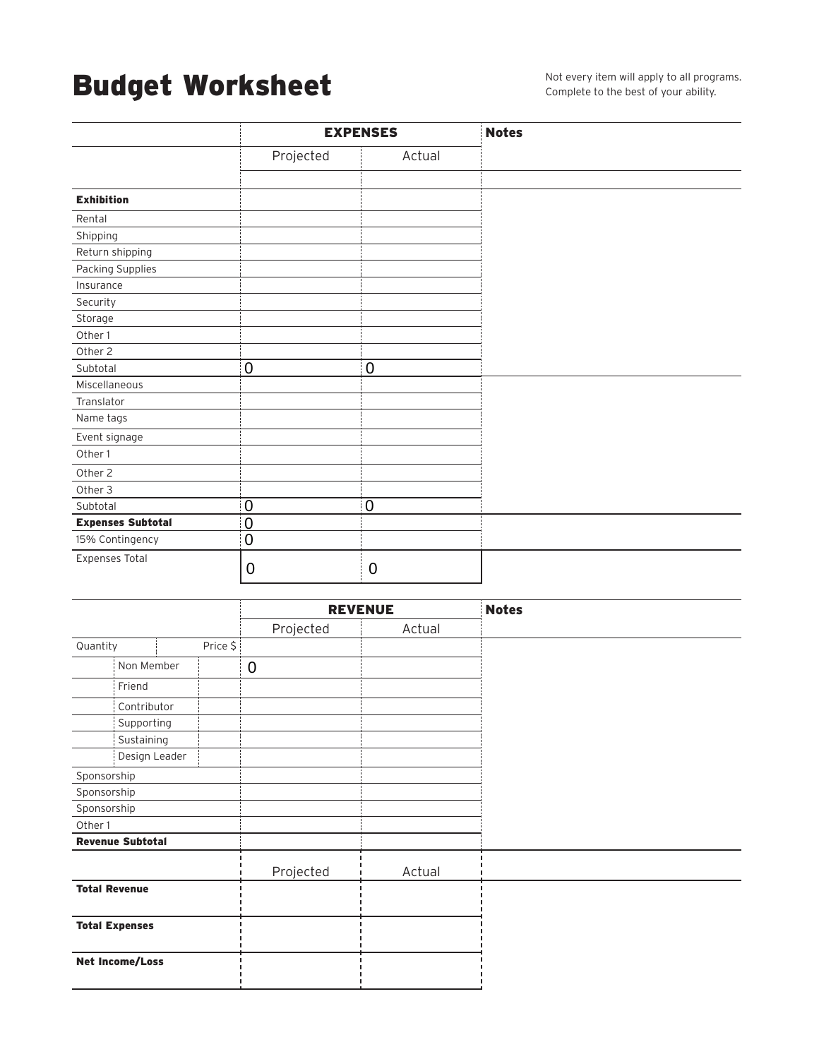# Budget Worksheet

Not every item will apply to all programs.
Complete to the best of your ability.

| | EXPENSES | | Notes |
|---|---|---|---|
| | Projected | Actual | |
| | | | |
| **Exhibition** | | | |
| Rental | | | |
| Shipping | | | |
| Return shipping | | | |
| Packing Supplies | | | |
| Insurance | | | |
| Security | | | |
| Storage | | | |
| Other 1 | | | |
| Other 2 | | | |
| Subtotal | 0 | 0 | |
| Miscellaneous | | | |
| Translator | | | |
| Name tags | | | |
| Event signage | | | |
| Other 1 | | | |
| Other 2 | | | |
| Other 3 | | | |
| Subtotal | 0 | 0 | |
| **Expenses Subtotal** | 0 | | |
| 15% Contingency | 0 | | |
| Expenses Total | 0 | 0 | |

| Quantity | | Price $ | REVENUE | | Notes |
|---|---|---|---|---|---|
| | | | Projected | Actual | |
| | Non Member | | 0 | | |
| | Friend | | | | |
| | Contributor | | | | |
| | Supporting | | | | |
| | Sustaining | | | | |
| | Design Leader | | | | |
| Sponsorship | | | | | |
| Sponsorship | | | | | |
| Sponsorship | | | | | |
| Other 1 | | | | | |
| **Revenue Subtotal** | | | | | |

| | Projected | Actual | |
|---|---|---|---|
| **Total Revenue** | | | |
| **Total Expenses** | | | |
| **Net Income/Loss** | | | |